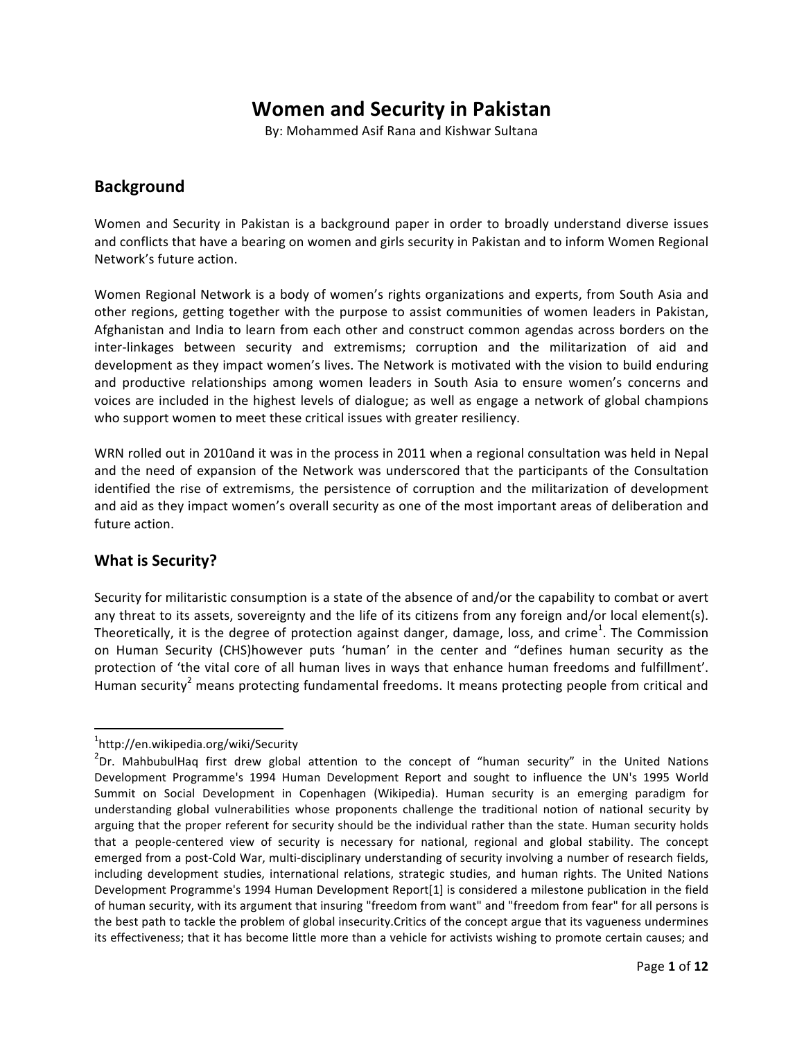# Women and Security in Pakistan

By: Mohammed Asif Rana and Kishwar Sultana

## Background

Women and Security in Pakistan is a background paper in order to broadly understand diverse issues and conflicts that have a bearing on women and girls security in Pakistan and to inform Women Regional Network's future action.

Women Regional Network is a body of women's rights organizations and experts, from South Asia and other regions, getting together with the purpose to assist communities of women leaders in Pakistan, Afghanistan and India to learn from each other and construct common agendas across borders on the inter-linkages between security and extremisms; corruption and the militarization of aid and development as they impact women's lives. The Network is motivated with the vision to build enduring and productive relationships among women leaders in South Asia to ensure women's concerns and voices are included in the highest levels of dialogue; as well as engage a network of global champions who support women to meet these critical issues with greater resiliency.

WRN rolled out in 2010and it was in the process in 2011 when a regional consultation was held in Nepal and the need of expansion of the Network was underscored that the participants of the Consultation identified the rise of extremisms, the persistence of corruption and the militarization of development and aid as they impact women's overall security as one of the most important areas of deliberation and future action.

## What is Security?

Security for militaristic consumption is a state of the absence of and/or the capability to combat or avert any threat to its assets, sovereignty and the life of its citizens from any foreign and/or local element(s). Theoretically, it is the degree of protection against danger, damage, loss, and crime[1]. The Commission on Human Security (CHS)however puts 'human' in the center and "defines human security as the protection of 'the vital core of all human lives in ways that enhance human freedoms and fulfillment'. Human security[2] means protecting fundamental freedoms. It means protecting people from critical and

---

[1]http://en.wikipedia.org/wiki/Security

[2]Dr. MahbubulHaq first drew global attention to the concept of "human security" in the United Nations Development Programme's 1994 Human Development Report and sought to influence the UN's 1995 World Summit on Social Development in Copenhagen (Wikipedia). Human security is an emerging paradigm for understanding global vulnerabilities whose proponents challenge the traditional notion of national security by arguing that the proper referent for security should be the individual rather than the state. Human security holds that a people-centered view of security is necessary for national, regional and global stability. The concept emerged from a post-Cold War, multi-disciplinary understanding of security involving a number of research fields, including development studies, international relations, strategic studies, and human rights. The United Nations Development Programme's 1994 Human Development Report[1] is considered a milestone publication in the field of human security, with its argument that insuring "freedom from want" and "freedom from fear" for all persons is the best path to tackle the problem of global insecurity.Critics of the concept argue that its vagueness undermines its effectiveness; that it has become little more than a vehicle for activists wishing to promote certain causes; and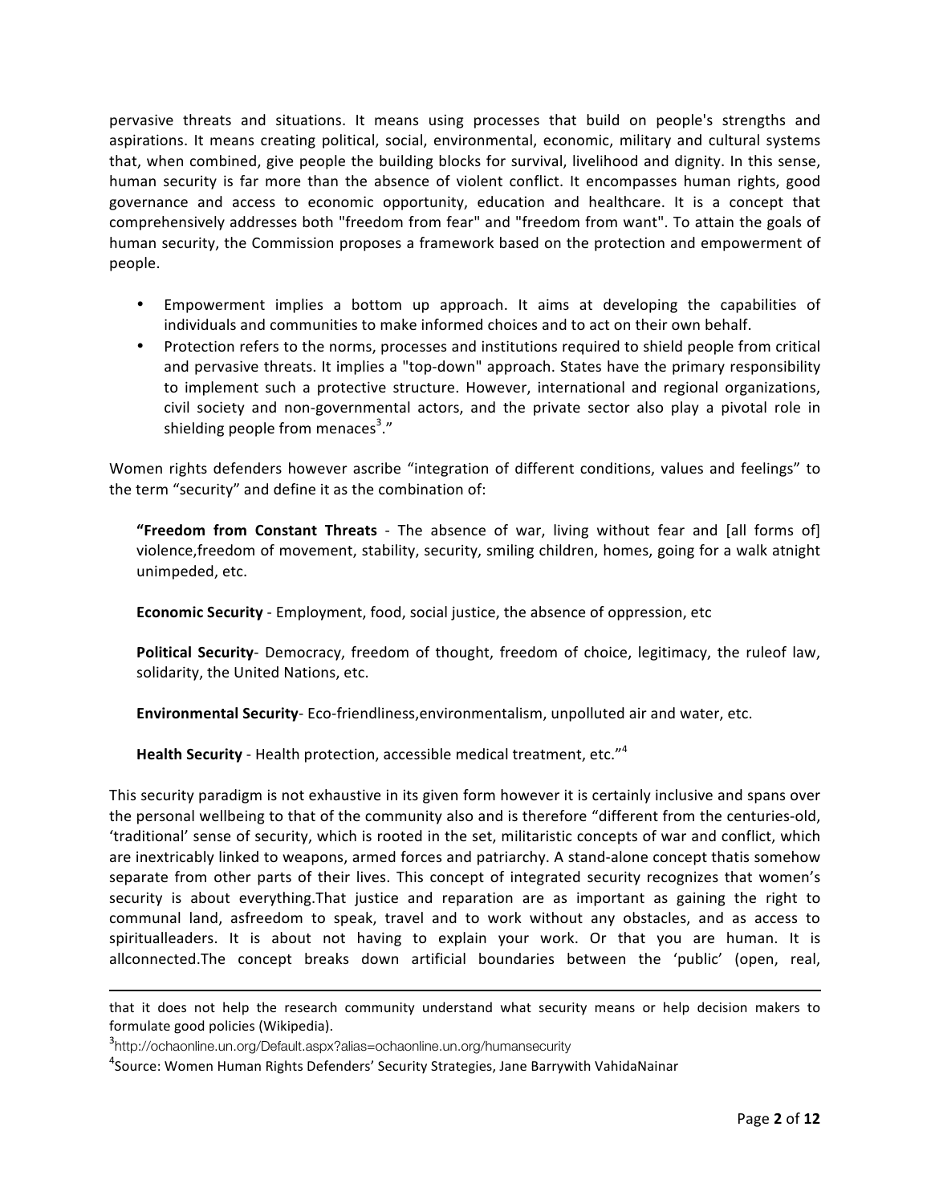pervasive threats and situations. It means using processes that build on people's strengths and aspirations. It means creating political, social, environmental, economic, military and cultural systems that, when combined, give people the building blocks for survival, livelihood and dignity. In this sense, human security is far more than the absence of violent conflict. It encompasses human rights, good governance and access to economic opportunity, education and healthcare. It is a concept that comprehensively addresses both "freedom from fear" and "freedom from want". To attain the goals of human security, the Commission proposes a framework based on the protection and empowerment of people.

- Empowerment implies a bottom up approach. It aims at developing the capabilities of individuals and communities to make informed choices and to act on their own behalf.
- Protection refers to the norms, processes and institutions required to shield people from critical and pervasive threats. It implies a "top-down" approach. States have the primary responsibility to implement such a protective structure. However, international and regional organizations, civil society and non-governmental actors, and the private sector also play a pivotal role in shielding people from menaces[3]."

Women rights defenders however ascribe "integration of different conditions, values and feelings" to the term "security" and define it as the combination of:

> **"Freedom from Constant Threats** - The absence of war, living without fear and [all forms of] violence,freedom of movement, stability, security, smiling children, homes, going for a walk atnight unimpeded, etc.
>
> **Economic Security** - Employment, food, social justice, the absence of oppression, etc
>
> **Political Security**- Democracy, freedom of thought, freedom of choice, legitimacy, the ruleof law, solidarity, the United Nations, etc.
>
> **Environmental Security**- Eco-friendliness,environmentalism, unpolluted air and water, etc.
>
> **Health Security** - Health protection, accessible medical treatment, etc."[4]

This security paradigm is not exhaustive in its given form however it is certainly inclusive and spans over the personal wellbeing to that of the community also and is therefore "different from the centuries-old, 'traditional' sense of security, which is rooted in the set, militaristic concepts of war and conflict, which are inextricably linked to weapons, armed forces and patriarchy. A stand-alone concept thatis somehow separate from other parts of their lives. This concept of integrated security recognizes that women's security is about everything.That justice and reparation are as important as gaining the right to communal land, asfreedom to speak, travel and to work without any obstacles, and as access to spiritualleaders. It is about not having to explain your work. Or that you are human. It is allconnected.The concept breaks down artificial boundaries between the 'public' (open, real,

---

that it does not help the research community understand what security means or help decision makers to formulate good policies (Wikipedia).

[3]http://ochaonline.un.org/Default.aspx?alias=ochaonline.un.org/humansecurity

[4]Source: Women Human Rights Defenders' Security Strategies, Jane Barrywith VahidaNainar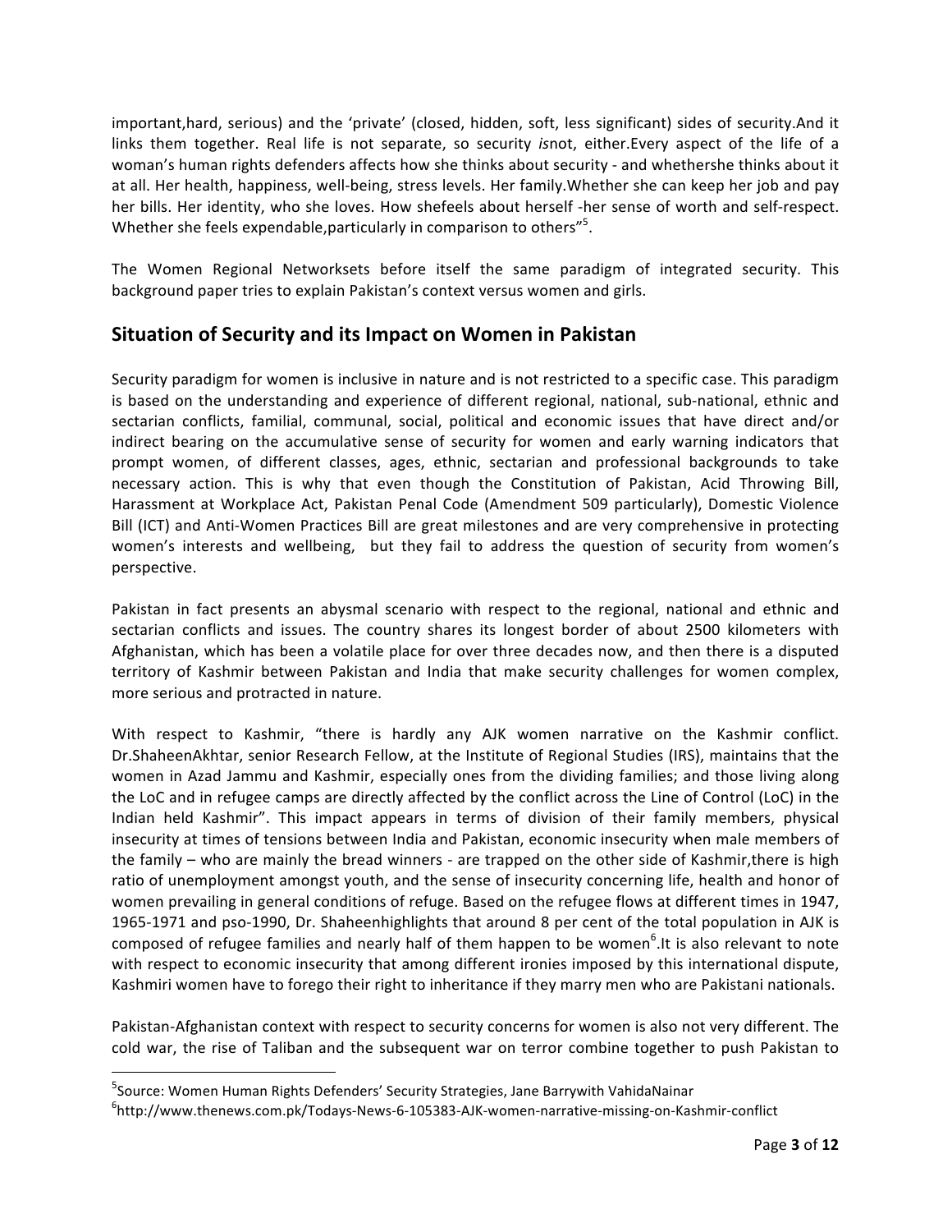important,hard, serious) and the 'private' (closed, hidden, soft, less significant) sides of security.And it links them together. Real life is not separate, so security *is*not, either.Every aspect of the life of a woman's human rights defenders affects how she thinks about security - and whethershe thinks about it at all. Her health, happiness, well-being, stress levels. Her family.Whether she can keep her job and pay her bills. Her identity, who she loves. How shefeels about herself -her sense of worth and self-respect. Whether she feels expendable,particularly in comparison to others"[5].

The Women Regional Networksets before itself the same paradigm of integrated security. This background paper tries to explain Pakistan's context versus women and girls.

## Situation of Security and its Impact on Women in Pakistan

Security paradigm for women is inclusive in nature and is not restricted to a specific case. This paradigm is based on the understanding and experience of different regional, national, sub-national, ethnic and sectarian conflicts, familial, communal, social, political and economic issues that have direct and/or indirect bearing on the accumulative sense of security for women and early warning indicators that prompt women, of different classes, ages, ethnic, sectarian and professional backgrounds to take necessary action. This is why that even though the Constitution of Pakistan, Acid Throwing Bill, Harassment at Workplace Act, Pakistan Penal Code (Amendment 509 particularly), Domestic Violence Bill (ICT) and Anti-Women Practices Bill are great milestones and are very comprehensive in protecting women's interests and wellbeing, but they fail to address the question of security from women's perspective.

Pakistan in fact presents an abysmal scenario with respect to the regional, national and ethnic and sectarian conflicts and issues. The country shares its longest border of about 2500 kilometers with Afghanistan, which has been a volatile place for over three decades now, and then there is a disputed territory of Kashmir between Pakistan and India that make security challenges for women complex, more serious and protracted in nature.

With respect to Kashmir, "there is hardly any AJK women narrative on the Kashmir conflict. Dr.ShaheenAkhtar, senior Research Fellow, at the Institute of Regional Studies (IRS), maintains that the women in Azad Jammu and Kashmir, especially ones from the dividing families; and those living along the LoC and in refugee camps are directly affected by the conflict across the Line of Control (LoC) in the Indian held Kashmir". This impact appears in terms of division of their family members, physical insecurity at times of tensions between India and Pakistan, economic insecurity when male members of the family – who are mainly the bread winners - are trapped on the other side of Kashmir,there is high ratio of unemployment amongst youth, and the sense of insecurity concerning life, health and honor of women prevailing in general conditions of refuge. Based on the refugee flows at different times in 1947, 1965-1971 and pso-1990, Dr. Shaheenhighlights that around 8 per cent of the total population in AJK is composed of refugee families and nearly half of them happen to be women[6].It is also relevant to note with respect to economic insecurity that among different ironies imposed by this international dispute, Kashmiri women have to forego their right to inheritance if they marry men who are Pakistani nationals.

Pakistan-Afghanistan context with respect to security concerns for women is also not very different. The cold war, the rise of Taliban and the subsequent war on terror combine together to push Pakistan to

---

[5]Source: Women Human Rights Defenders' Security Strategies, Jane Barrywith VahidaNainar

[6]http://www.thenews.com.pk/Todays-News-6-105383-AJK-women-narrative-missing-on-Kashmir-conflict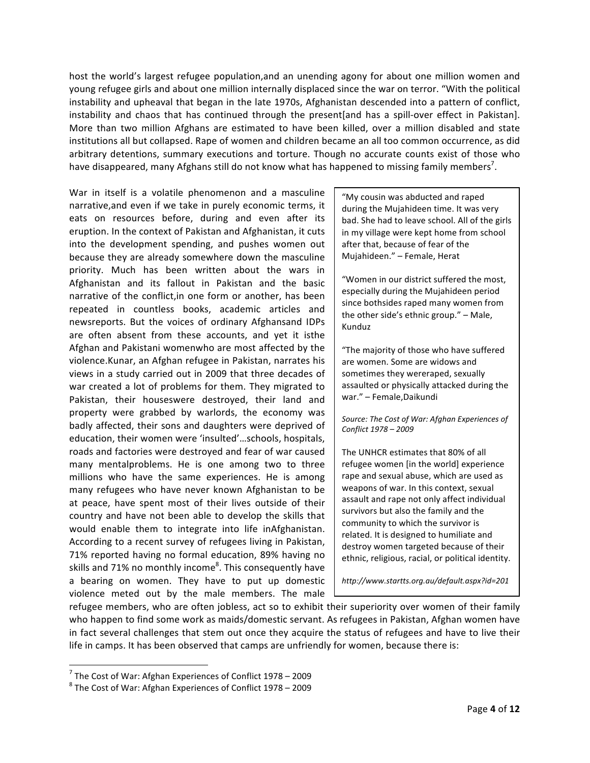host the world's largest refugee population,and an unending agony for about one million women and young refugee girls and about one million internally displaced since the war on terror. "With the political instability and upheaval that began in the late 1970s, Afghanistan descended into a pattern of conflict, instability and chaos that has continued through the present[and has a spill-over effect in Pakistan]. More than two million Afghans are estimated to have been killed, over a million disabled and state institutions all but collapsed. Rape of women and children became an all too common occurrence, as did arbitrary detentions, summary executions and torture. Though no accurate counts exist of those who have disappeared, many Afghans still do not know what has happened to missing family members[7].

War in itself is a volatile phenomenon and a masculine narrative,and even if we take in purely economic terms, it eats on resources before, during and even after its eruption. In the context of Pakistan and Afghanistan, it cuts into the development spending, and pushes women out because they are already somewhere down the masculine priority. Much has been written about the wars in Afghanistan and its fallout in Pakistan and the basic narrative of the conflict,in one form or another, has been repeated in countless books, academic articles and newsreports. But the voices of ordinary Afghansand IDPs are often absent from these accounts, and yet it isthe Afghan and Pakistani womenwho are most affected by the violence.Kunar, an Afghan refugee in Pakistan, narrates his views in a study carried out in 2009 that three decades of war created a lot of problems for them. They migrated to Pakistan, their houseswere destroyed, their land and property were grabbed by warlords, the economy was badly affected, their sons and daughters were deprived of education, their women were 'insulted'…schools, hospitals, roads and factories were destroyed and fear of war caused many mentalproblems. He is one among two to three millions who have the same experiences. He is among many refugees who have never known Afghanistan to be at peace, have spent most of their lives outside of their country and have not been able to develop the skills that would enable them to integrate into life inAfghanistan. According to a recent survey of refugees living in Pakistan, 71% reported having no formal education, 89% having no skills and 71% no monthly income[8]. This consequently have a bearing on women. They have to put up domestic violence meted out by the male members. The male refugee members, who are often jobless, act so to exhibit their superiority over women of their family who happen to find some work as maids/domestic servant. As refugees in Pakistan, Afghan women have in fact several challenges that stem out once they acquire the status of refugees and have to live their life in camps. It has been observed that camps are unfriendly for women, because there is:

> "My cousin was abducted and raped during the Mujahideen time. It was very bad. She had to leave school. All of the girls in my village were kept home from school after that, because of fear of the Mujahideen." – Female, Herat
>
> "Women in our district suffered the most, especially during the Mujahideen period since bothsides raped many women from the other side's ethnic group." – Male, Kunduz
>
> "The majority of those who have suffered are women. Some are widows and sometimes they wereraped, sexually assaulted or physically attacked during the war." – Female,Daikundi
>
> *Source: The Cost of War: Afghan Experiences of Conflict 1978 – 2009*
>
> The UNHCR estimates that 80% of all refugee women [in the world] experience rape and sexual abuse, which are used as weapons of war. In this context, sexual assault and rape not only affect individual survivors but also the family and the community to which the survivor is related. It is designed to humiliate and destroy women targeted because of their ethnic, religious, racial, or political identity.
>
> *http://www.startts.org.au/default.aspx?id=201*

[7] The Cost of War: Afghan Experiences of Conflict 1978 – 2009

[8] The Cost of War: Afghan Experiences of Conflict 1978 – 2009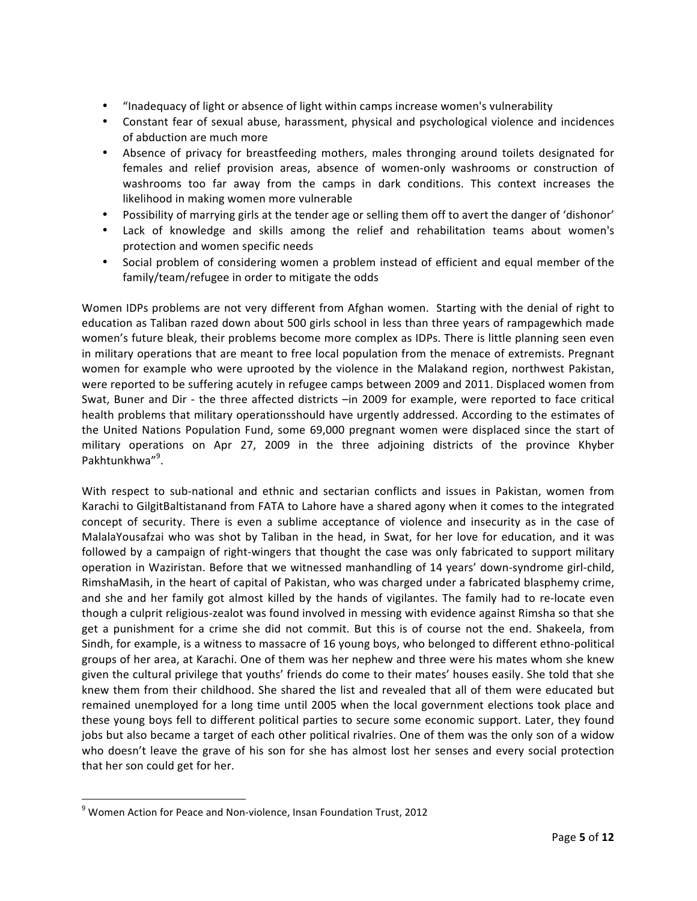- "Inadequacy of light or absence of light within camps increase women's vulnerability
- Constant fear of sexual abuse, harassment, physical and psychological violence and incidences of abduction are much more
- Absence of privacy for breastfeeding mothers, males thronging around toilets designated for females and relief provision areas, absence of women-only washrooms or construction of washrooms too far away from the camps in dark conditions. This context increases the likelihood in making women more vulnerable
- Possibility of marrying girls at the tender age or selling them off to avert the danger of 'dishonor'
- Lack of knowledge and skills among the relief and rehabilitation teams about women's protection and women specific needs
- Social problem of considering women a problem instead of efficient and equal member of the family/team/refugee in order to mitigate the odds

Women IDPs problems are not very different from Afghan women. Starting with the denial of right to education as Taliban razed down about 500 girls school in less than three years of rampagewhich made women's future bleak, their problems become more complex as IDPs. There is little planning seen even in military operations that are meant to free local population from the menace of extremists. Pregnant women for example who were uprooted by the violence in the Malakand region, northwest Pakistan, were reported to be suffering acutely in refugee camps between 2009 and 2011. Displaced women from Swat, Buner and Dir - the three affected districts –in 2009 for example, were reported to face critical health problems that military operationsshould have urgently addressed. According to the estimates of the United Nations Population Fund, some 69,000 pregnant women were displaced since the start of military operations on Apr 27, 2009 in the three adjoining districts of the province Khyber Pakhtunkhwa"[9].

With respect to sub-national and ethnic and sectarian conflicts and issues in Pakistan, women from Karachi to GilgitBaltistanand from FATA to Lahore have a shared agony when it comes to the integrated concept of security. There is even a sublime acceptance of violence and insecurity as in the case of MalalaYousafzai who was shot by Taliban in the head, in Swat, for her love for education, and it was followed by a campaign of right-wingers that thought the case was only fabricated to support military operation in Waziristan. Before that we witnessed manhandling of 14 years' down-syndrome girl-child, RimshaMasih, in the heart of capital of Pakistan, who was charged under a fabricated blasphemy crime, and she and her family got almost killed by the hands of vigilantes. The family had to re-locate even though a culprit religious-zealot was found involved in messing with evidence against Rimsha so that she get a punishment for a crime she did not commit. But this is of course not the end. Shakeela, from Sindh, for example, is a witness to massacre of 16 young boys, who belonged to different ethno-political groups of her area, at Karachi. One of them was her nephew and three were his mates whom she knew given the cultural privilege that youths' friends do come to their mates' houses easily. She told that she knew them from their childhood. She shared the list and revealed that all of them were educated but remained unemployed for a long time until 2005 when the local government elections took place and these young boys fell to different political parties to secure some economic support. Later, they found jobs but also became a target of each other political rivalries. One of them was the only son of a widow who doesn't leave the grave of his son for she has almost lost her senses and every social protection that her son could get for her.

---

[9] Women Action for Peace and Non-violence, Insan Foundation Trust, 2012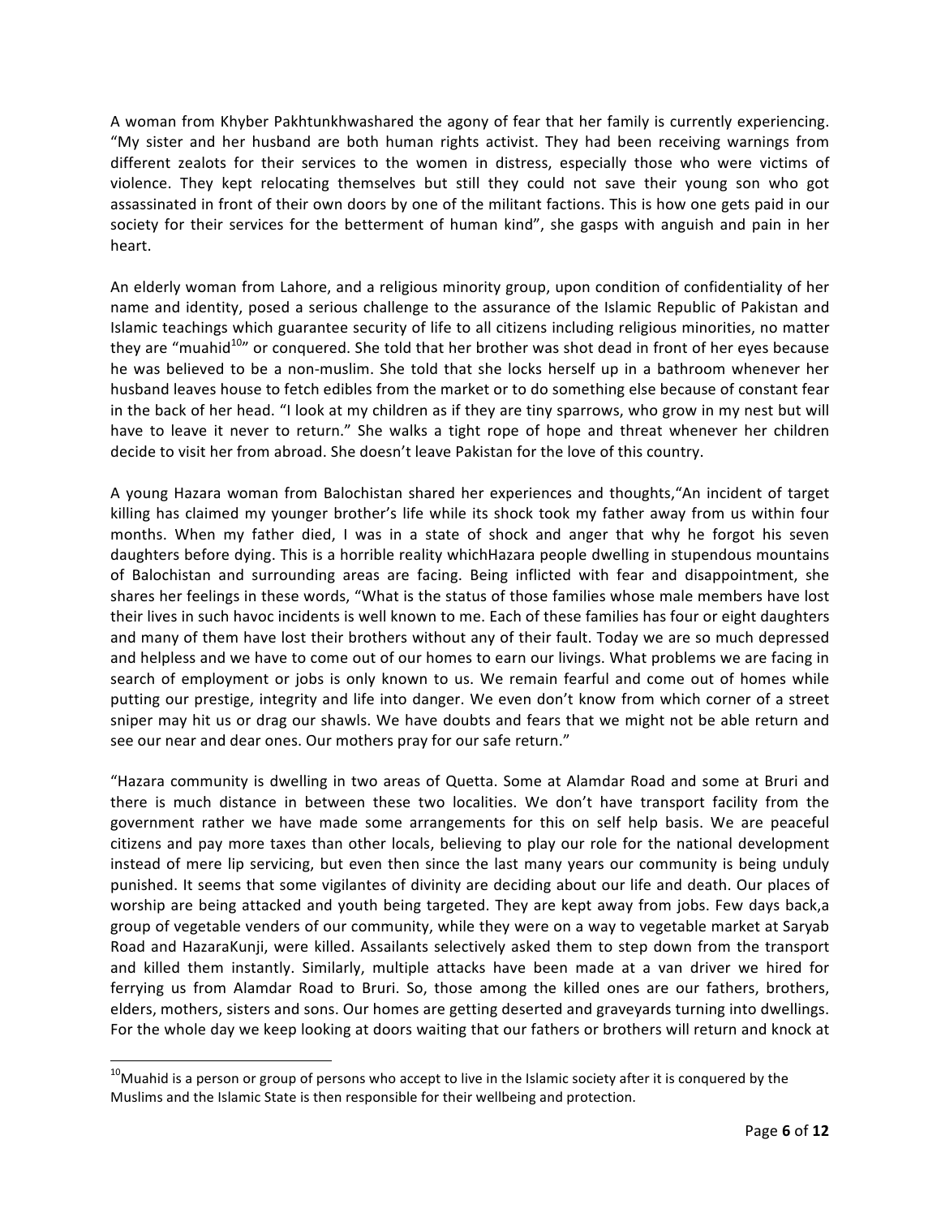A woman from Khyber Pakhtunkhwashared the agony of fear that her family is currently experiencing. "My sister and her husband are both human rights activist. They had been receiving warnings from different zealots for their services to the women in distress, especially those who were victims of violence. They kept relocating themselves but still they could not save their young son who got assassinated in front of their own doors by one of the militant factions. This is how one gets paid in our society for their services for the betterment of human kind", she gasps with anguish and pain in her heart.

An elderly woman from Lahore, and a religious minority group, upon condition of confidentiality of her name and identity, posed a serious challenge to the assurance of the Islamic Republic of Pakistan and Islamic teachings which guarantee security of life to all citizens including religious minorities, no matter they are "muahid[10]" or conquered. She told that her brother was shot dead in front of her eyes because he was believed to be a non-muslim. She told that she locks herself up in a bathroom whenever her husband leaves house to fetch edibles from the market or to do something else because of constant fear in the back of her head. "I look at my children as if they are tiny sparrows, who grow in my nest but will have to leave it never to return." She walks a tight rope of hope and threat whenever her children decide to visit her from abroad. She doesn't leave Pakistan for the love of this country.

A young Hazara woman from Balochistan shared her experiences and thoughts,"An incident of target killing has claimed my younger brother's life while its shock took my father away from us within four months. When my father died, I was in a state of shock and anger that why he forgot his seven daughters before dying. This is a horrible reality whichHazara people dwelling in stupendous mountains of Balochistan and surrounding areas are facing. Being inflicted with fear and disappointment, she shares her feelings in these words, "What is the status of those families whose male members have lost their lives in such havoc incidents is well known to me. Each of these families has four or eight daughters and many of them have lost their brothers without any of their fault. Today we are so much depressed and helpless and we have to come out of our homes to earn our livings. What problems we are facing in search of employment or jobs is only known to us. We remain fearful and come out of homes while putting our prestige, integrity and life into danger. We even don't know from which corner of a street sniper may hit us or drag our shawls. We have doubts and fears that we might not be able return and see our near and dear ones. Our mothers pray for our safe return."

"Hazara community is dwelling in two areas of Quetta. Some at Alamdar Road and some at Bruri and there is much distance in between these two localities. We don't have transport facility from the government rather we have made some arrangements for this on self help basis. We are peaceful citizens and pay more taxes than other locals, believing to play our role for the national development instead of mere lip servicing, but even then since the last many years our community is being unduly punished. It seems that some vigilantes of divinity are deciding about our life and death. Our places of worship are being attacked and youth being targeted. They are kept away from jobs. Few days back,a group of vegetable venders of our community, while they were on a way to vegetable market at Saryab Road and HazaraKunji, were killed. Assailants selectively asked them to step down from the transport and killed them instantly. Similarly, multiple attacks have been made at a van driver we hired for ferrying us from Alamdar Road to Bruri. So, those among the killed ones are our fathers, brothers, elders, mothers, sisters and sons. Our homes are getting deserted and graveyards turning into dwellings. For the whole day we keep looking at doors waiting that our fathers or brothers will return and knock at

[10] Muahid is a person or group of persons who accept to live in the Islamic society after it is conquered by the Muslims and the Islamic State is then responsible for their wellbeing and protection.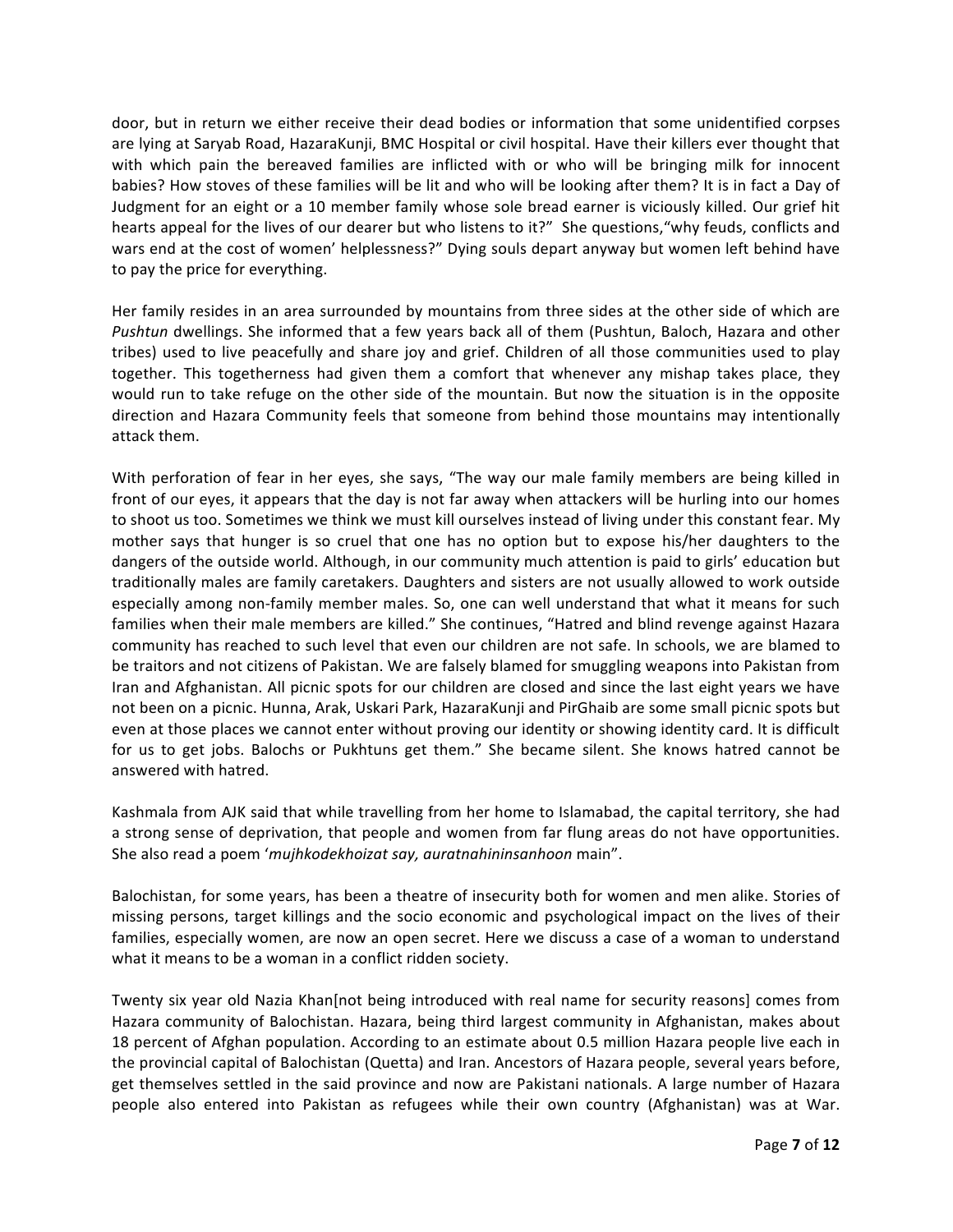door, but in return we either receive their dead bodies or information that some unidentified corpses are lying at Saryab Road, HazaraKunji, BMC Hospital or civil hospital. Have their killers ever thought that with which pain the bereaved families are inflicted with or who will be bringing milk for innocent babies? How stoves of these families will be lit and who will be looking after them? It is in fact a Day of Judgment for an eight or a 10 member family whose sole bread earner is viciously killed. Our grief hit hearts appeal for the lives of our dearer but who listens to it?" She questions,"why feuds, conflicts and wars end at the cost of women' helplessness?" Dying souls depart anyway but women left behind have to pay the price for everything.

Her family resides in an area surrounded by mountains from three sides at the other side of which are *Pushtun* dwellings. She informed that a few years back all of them (Pushtun, Baloch, Hazara and other tribes) used to live peacefully and share joy and grief. Children of all those communities used to play together. This togetherness had given them a comfort that whenever any mishap takes place, they would run to take refuge on the other side of the mountain. But now the situation is in the opposite direction and Hazara Community feels that someone from behind those mountains may intentionally attack them.

With perforation of fear in her eyes, she says, "The way our male family members are being killed in front of our eyes, it appears that the day is not far away when attackers will be hurling into our homes to shoot us too. Sometimes we think we must kill ourselves instead of living under this constant fear. My mother says that hunger is so cruel that one has no option but to expose his/her daughters to the dangers of the outside world. Although, in our community much attention is paid to girls' education but traditionally males are family caretakers. Daughters and sisters are not usually allowed to work outside especially among non-family member males. So, one can well understand that what it means for such families when their male members are killed." She continues, "Hatred and blind revenge against Hazara community has reached to such level that even our children are not safe. In schools, we are blamed to be traitors and not citizens of Pakistan. We are falsely blamed for smuggling weapons into Pakistan from Iran and Afghanistan. All picnic spots for our children are closed and since the last eight years we have not been on a picnic. Hunna, Arak, Uskari Park, HazaraKunji and PirGhaib are some small picnic spots but even at those places we cannot enter without proving our identity or showing identity card. It is difficult for us to get jobs. Balochs or Pukhtuns get them." She became silent. She knows hatred cannot be answered with hatred.

Kashmala from AJK said that while travelling from her home to Islamabad, the capital territory, she had a strong sense of deprivation, that people and women from far flung areas do not have opportunities. She also read a poem '*mujhkodekhoizat say, auratnahininsanhoon* main".

Balochistan, for some years, has been a theatre of insecurity both for women and men alike. Stories of missing persons, target killings and the socio economic and psychological impact on the lives of their families, especially women, are now an open secret. Here we discuss a case of a woman to understand what it means to be a woman in a conflict ridden society.

Twenty six year old Nazia Khan[not being introduced with real name for security reasons] comes from Hazara community of Balochistan. Hazara, being third largest community in Afghanistan, makes about 18 percent of Afghan population. According to an estimate about 0.5 million Hazara people live each in the provincial capital of Balochistan (Quetta) and Iran. Ancestors of Hazara people, several years before, get themselves settled in the said province and now are Pakistani nationals. A large number of Hazara people also entered into Pakistan as refugees while their own country (Afghanistan) was at War.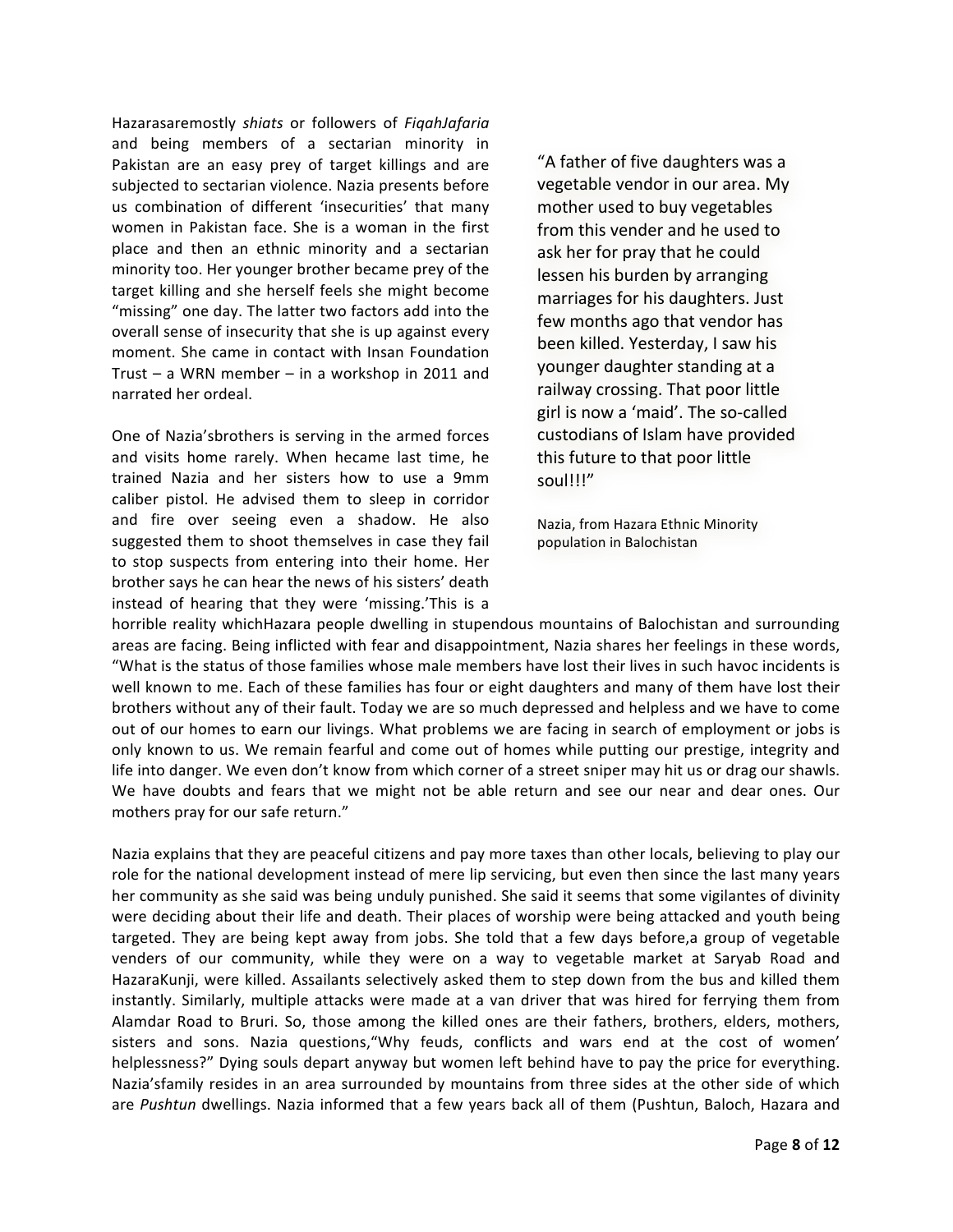Hazarasaremostly *shiats* or followers of *FiqahJafaria* and being members of a sectarian minority in Pakistan are an easy prey of target killings and are subjected to sectarian violence. Nazia presents before us combination of different 'insecurities' that many women in Pakistan face. She is a woman in the first place and then an ethnic minority and a sectarian minority too. Her younger brother became prey of the target killing and she herself feels she might become "missing" one day. The latter two factors add into the overall sense of insecurity that she is up against every moment. She came in contact with Insan Foundation Trust – a WRN member – in a workshop in 2011 and narrated her ordeal.

> "A father of five daughters was a vegetable vendor in our area. My mother used to buy vegetables from this vender and he used to ask her for pray that he could lessen his burden by arranging marriages for his daughters. Just few months ago that vendor has been killed. Yesterday, I saw his younger daughter standing at a railway crossing. That poor little girl is now a 'maid'. The so-called custodians of Islam have provided this future to that poor little soul!!!"
>
> Nazia, from Hazara Ethnic Minority population in Balochistan

One of Nazia'sbrothers is serving in the armed forces and visits home rarely. When hecame last time, he trained Nazia and her sisters how to use a 9mm caliber pistol. He advised them to sleep in corridor and fire over seeing even a shadow. He also suggested them to shoot themselves in case they fail to stop suspects from entering into their home. Her brother says he can hear the news of his sisters' death instead of hearing that they were 'missing.'This is a horrible reality whichHazara people dwelling in stupendous mountains of Balochistan and surrounding areas are facing. Being inflicted with fear and disappointment, Nazia shares her feelings in these words, "What is the status of those families whose male members have lost their lives in such havoc incidents is well known to me. Each of these families has four or eight daughters and many of them have lost their brothers without any of their fault. Today we are so much depressed and helpless and we have to come out of our homes to earn our livings. What problems we are facing in search of employment or jobs is only known to us. We remain fearful and come out of homes while putting our prestige, integrity and life into danger. We even don't know from which corner of a street sniper may hit us or drag our shawls. We have doubts and fears that we might not be able return and see our near and dear ones. Our mothers pray for our safe return."

Nazia explains that they are peaceful citizens and pay more taxes than other locals, believing to play our role for the national development instead of mere lip servicing, but even then since the last many years her community as she said was being unduly punished. She said it seems that some vigilantes of divinity were deciding about their life and death. Their places of worship were being attacked and youth being targeted. They are being kept away from jobs. She told that a few days before,a group of vegetable venders of our community, while they were on a way to vegetable market at Saryab Road and HazaraKunji, were killed. Assailants selectively asked them to step down from the bus and killed them instantly. Similarly, multiple attacks were made at a van driver that was hired for ferrying them from Alamdar Road to Bruri. So, those among the killed ones are their fathers, brothers, elders, mothers, sisters and sons. Nazia questions,"Why feuds, conflicts and wars end at the cost of women' helplessness?" Dying souls depart anyway but women left behind have to pay the price for everything. Nazia'sfamily resides in an area surrounded by mountains from three sides at the other side of which are *Pushtun* dwellings. Nazia informed that a few years back all of them (Pushtun, Baloch, Hazara and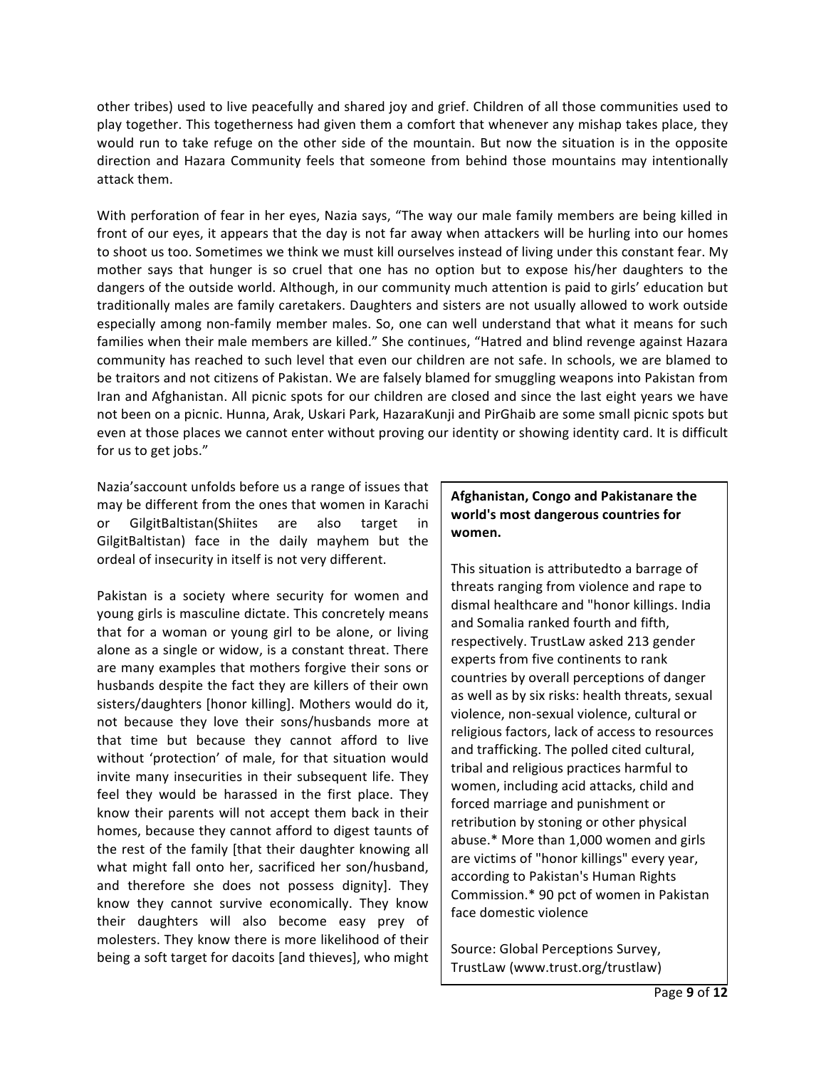other tribes) used to live peacefully and shared joy and grief. Children of all those communities used to play together. This togetherness had given them a comfort that whenever any mishap takes place, they would run to take refuge on the other side of the mountain. But now the situation is in the opposite direction and Hazara Community feels that someone from behind those mountains may intentionally attack them.

With perforation of fear in her eyes, Nazia says, "The way our male family members are being killed in front of our eyes, it appears that the day is not far away when attackers will be hurling into our homes to shoot us too. Sometimes we think we must kill ourselves instead of living under this constant fear. My mother says that hunger is so cruel that one has no option but to expose his/her daughters to the dangers of the outside world. Although, in our community much attention is paid to girls' education but traditionally males are family caretakers. Daughters and sisters are not usually allowed to work outside especially among non-family member males. So, one can well understand that what it means for such families when their male members are killed." She continues, "Hatred and blind revenge against Hazara community has reached to such level that even our children are not safe. In schools, we are blamed to be traitors and not citizens of Pakistan. We are falsely blamed for smuggling weapons into Pakistan from Iran and Afghanistan. All picnic spots for our children are closed and since the last eight years we have not been on a picnic. Hunna, Arak, Uskari Park, HazaraKunji and PirGhaib are some small picnic spots but even at those places we cannot enter without proving our identity or showing identity card. It is difficult for us to get jobs."

Nazia'saccount unfolds before us a range of issues that may be different from the ones that women in Karachi or GilgitBaltistan(Shiites are also target in GilgitBaltistan) face in the daily mayhem but the ordeal of insecurity in itself is not very different.

Pakistan is a society where security for women and young girls is masculine dictate. This concretely means that for a woman or young girl to be alone, or living alone as a single or widow, is a constant threat. There are many examples that mothers forgive their sons or husbands despite the fact they are killers of their own sisters/daughters [honor killing]. Mothers would do it, not because they love their sons/husbands more at that time but because they cannot afford to live without 'protection' of male, for that situation would invite many insecurities in their subsequent life. They feel they would be harassed in the first place. They know their parents will not accept them back in their homes, because they cannot afford to digest taunts of the rest of the family [that their daughter knowing all what might fall onto her, sacrificed her son/husband, and therefore she does not possess dignity]. They know they cannot survive economically. They know their daughters will also become easy prey of molesters. They know there is more likelihood of their being a soft target for dacoits [and thieves], who might

> **Afghanistan, Congo and Pakistanare the world's most dangerous countries for women.**
>
> This situation is attributedto a barrage of threats ranging from violence and rape to dismal healthcare and "honor killings. India and Somalia ranked fourth and fifth, respectively. TrustLaw asked 213 gender experts from five continents to rank countries by overall perceptions of danger as well as by six risks: health threats, sexual violence, non-sexual violence, cultural or religious factors, lack of access to resources and trafficking. The polled cited cultural, tribal and religious practices harmful to women, including acid attacks, child and forced marriage and punishment or retribution by stoning or other physical abuse.* More than 1,000 women and girls are victims of "honor killings" every year, according to Pakistan's Human Rights Commission.* 90 pct of women in Pakistan face domestic violence
>
> Source: Global Perceptions Survey, TrustLaw (www.trust.org/trustlaw)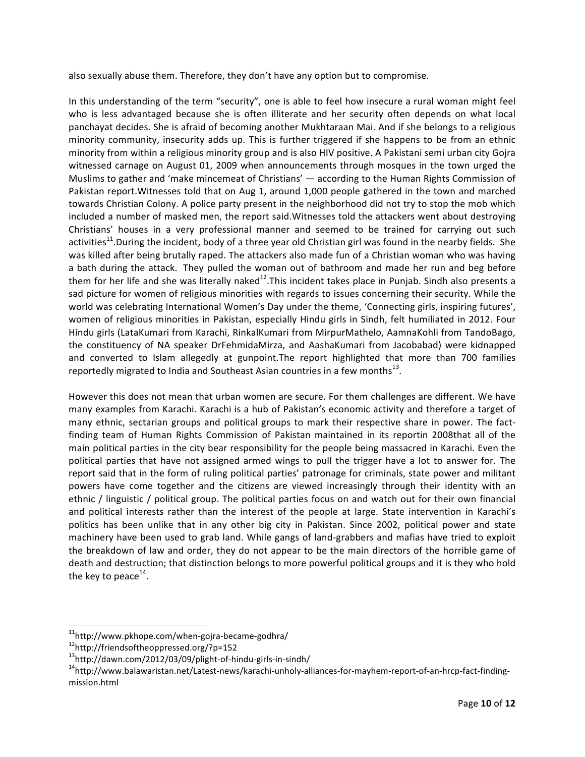also sexually abuse them. Therefore, they don't have any option but to compromise.

In this understanding of the term "security", one is able to feel how insecure a rural woman might feel who is less advantaged because she is often illiterate and her security often depends on what local panchayat decides. She is afraid of becoming another Mukhtaraan Mai. And if she belongs to a religious minority community, insecurity adds up. This is further triggered if she happens to be from an ethnic minority from within a religious minority group and is also HIV positive. A Pakistani semi urban city Gojra witnessed carnage on August 01, 2009 when announcements through mosques in the town urged the Muslims to gather and 'make mincemeat of Christians' — according to the Human Rights Commission of Pakistan report.Witnesses told that on Aug 1, around 1,000 people gathered in the town and marched towards Christian Colony. A police party present in the neighborhood did not try to stop the mob which included a number of masked men, the report said.Witnesses told the attackers went about destroying Christians' houses in a very professional manner and seemed to be trained for carrying out such activities[11].During the incident, body of a three year old Christian girl was found in the nearby fields. She was killed after being brutally raped. The attackers also made fun of a Christian woman who was having a bath during the attack. They pulled the woman out of bathroom and made her run and beg before them for her life and she was literally naked[12].This incident takes place in Punjab. Sindh also presents a sad picture for women of religious minorities with regards to issues concerning their security. While the world was celebrating International Women's Day under the theme, 'Connecting girls, inspiring futures', women of religious minorities in Pakistan, especially Hindu girls in Sindh, felt humiliated in 2012. Four Hindu girls (LataKumari from Karachi, RinkalKumari from MirpurMathelo, AamnaKohli from TandoBago, the constituency of NA speaker DrFehmidaMirza, and AashaKumari from Jacobabad) were kidnapped and converted to Islam allegedly at gunpoint.The report highlighted that more than 700 families reportedly migrated to India and Southeast Asian countries in a few months[13].

However this does not mean that urban women are secure. For them challenges are different. We have many examples from Karachi. Karachi is a hub of Pakistan's economic activity and therefore a target of many ethnic, sectarian groups and political groups to mark their respective share in power. The fact-finding team of Human Rights Commission of Pakistan maintained in its reportin 2008that all of the main political parties in the city bear responsibility for the people being massacred in Karachi. Even the political parties that have not assigned armed wings to pull the trigger have a lot to answer for. The report said that in the form of ruling political parties' patronage for criminals, state power and militant powers have come together and the citizens are viewed increasingly through their identity with an ethnic / linguistic / political group. The political parties focus on and watch out for their own financial and political interests rather than the interest of the people at large. State intervention in Karachi's politics has been unlike that in any other big city in Pakistan. Since 2002, political power and state machinery have been used to grab land. While gangs of land-grabbers and mafias have tried to exploit the breakdown of law and order, they do not appear to be the main directors of the horrible game of death and destruction; that distinction belongs to more powerful political groups and it is they who hold the key to peace[14].

---

[11] http://www.pkhope.com/when-gojra-became-godhra/

[12] http://friendsoftheoppressed.org/?p=152

[13] http://dawn.com/2012/03/09/plight-of-hindu-girls-in-sindh/

[14] http://www.balawaristan.net/Latest-news/karachi-unholy-alliances-for-mayhem-report-of-an-hrcp-fact-finding-mission.html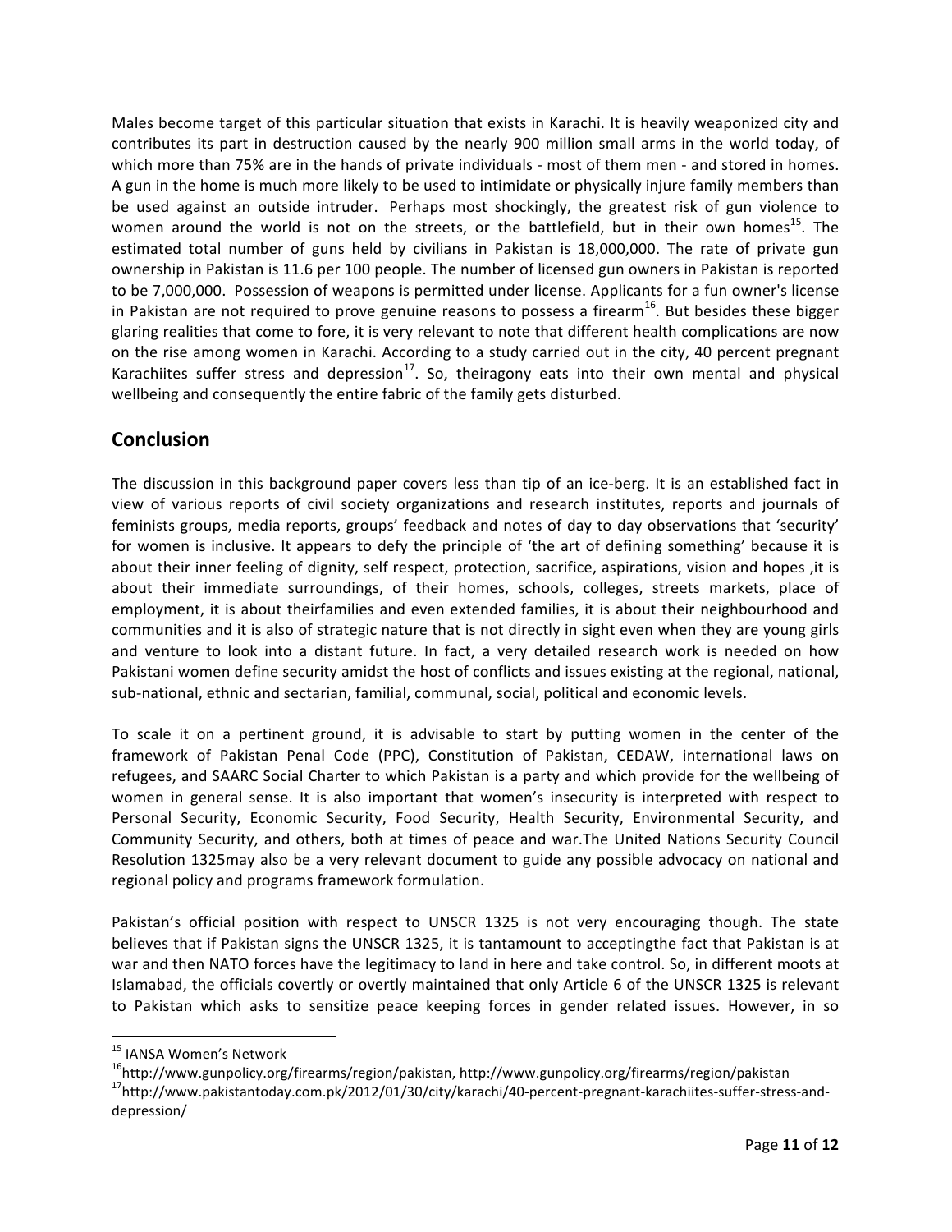Males become target of this particular situation that exists in Karachi. It is heavily weaponized city and contributes its part in destruction caused by the nearly 900 million small arms in the world today, of which more than 75% are in the hands of private individuals - most of them men - and stored in homes. A gun in the home is much more likely to be used to intimidate or physically injure family members than be used against an outside intruder. Perhaps most shockingly, the greatest risk of gun violence to women around the world is not on the streets, or the battlefield, but in their own homes[15]. The estimated total number of guns held by civilians in Pakistan is 18,000,000. The rate of private gun ownership in Pakistan is 11.6 per 100 people. The number of licensed gun owners in Pakistan is reported to be 7,000,000. Possession of weapons is permitted under license. Applicants for a fun owner's license in Pakistan are not required to prove genuine reasons to possess a firearm[16]. But besides these bigger glaring realities that come to fore, it is very relevant to note that different health complications are now on the rise among women in Karachi. According to a study carried out in the city, 40 percent pregnant Karachiites suffer stress and depression[17]. So, theiragony eats into their own mental and physical wellbeing and consequently the entire fabric of the family gets disturbed.

## Conclusion

The discussion in this background paper covers less than tip of an ice-berg. It is an established fact in view of various reports of civil society organizations and research institutes, reports and journals of feminists groups, media reports, groups' feedback and notes of day to day observations that 'security' for women is inclusive. It appears to defy the principle of 'the art of defining something' because it is about their inner feeling of dignity, self respect, protection, sacrifice, aspirations, vision and hopes ,it is about their immediate surroundings, of their homes, schools, colleges, streets markets, place of employment, it is about theirfamilies and even extended families, it is about their neighbourhood and communities and it is also of strategic nature that is not directly in sight even when they are young girls and venture to look into a distant future. In fact, a very detailed research work is needed on how Pakistani women define security amidst the host of conflicts and issues existing at the regional, national, sub-national, ethnic and sectarian, familial, communal, social, political and economic levels.

To scale it on a pertinent ground, it is advisable to start by putting women in the center of the framework of Pakistan Penal Code (PPC), Constitution of Pakistan, CEDAW, international laws on refugees, and SAARC Social Charter to which Pakistan is a party and which provide for the wellbeing of women in general sense. It is also important that women's insecurity is interpreted with respect to Personal Security, Economic Security, Food Security, Health Security, Environmental Security, and Community Security, and others, both at times of peace and war.The United Nations Security Council Resolution 1325may also be a very relevant document to guide any possible advocacy on national and regional policy and programs framework formulation.

Pakistan's official position with respect to UNSCR 1325 is not very encouraging though. The state believes that if Pakistan signs the UNSCR 1325, it is tantamount to acceptingthe fact that Pakistan is at war and then NATO forces have the legitimacy to land in here and take control. So, in different moots at Islamabad, the officials covertly or overtly maintained that only Article 6 of the UNSCR 1325 is relevant to Pakistan which asks to sensitize peace keeping forces in gender related issues. However, in so

---

[15] IANSA Women's Network

[16] http://www.gunpolicy.org/firearms/region/pakistan, http://www.gunpolicy.org/firearms/region/pakistan

[17] http://www.pakistantoday.com.pk/2012/01/30/city/karachi/40-percent-pregnant-karachiites-suffer-stress-and-depression/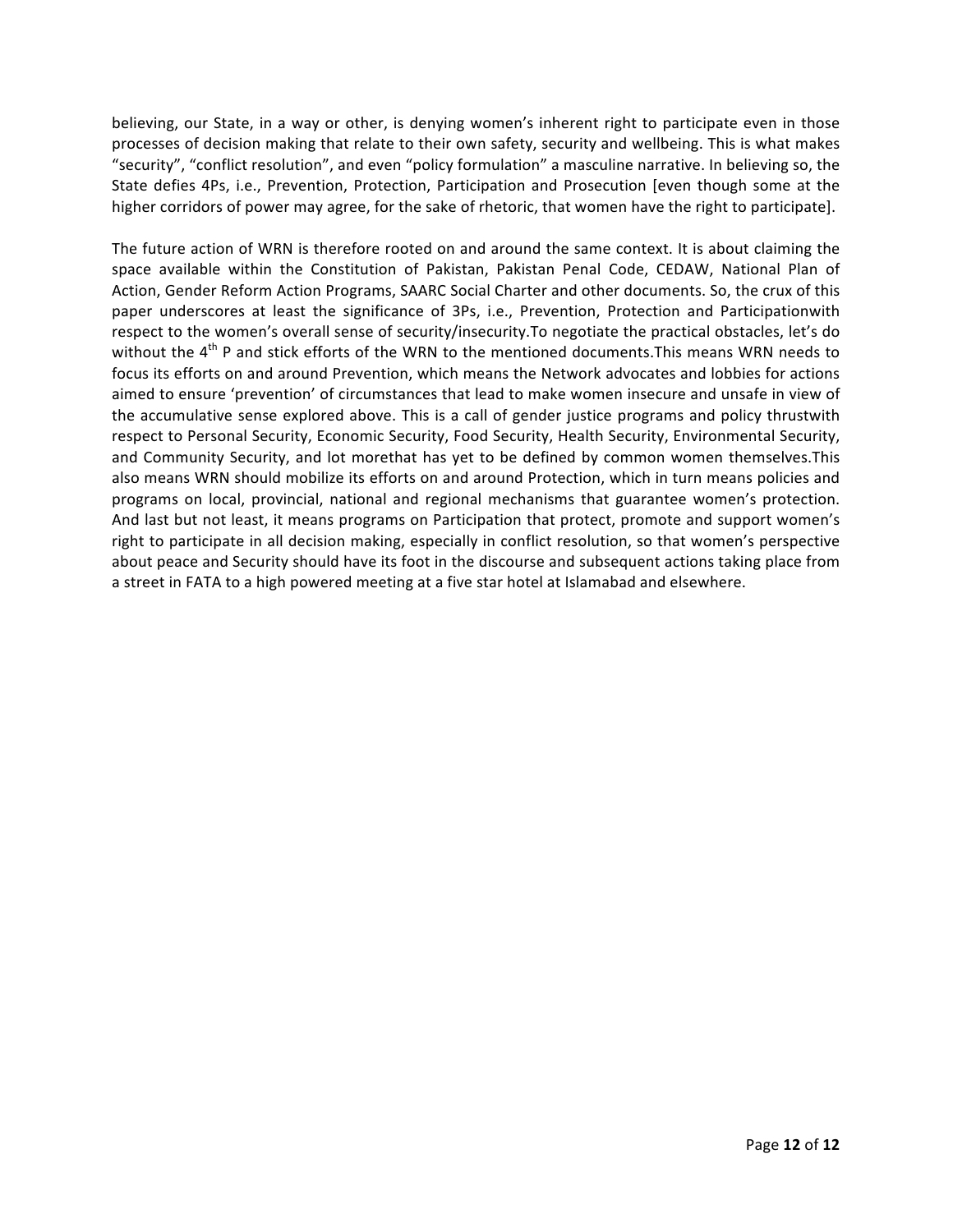believing, our State, in a way or other, is denying women's inherent right to participate even in those processes of decision making that relate to their own safety, security and wellbeing. This is what makes "security", "conflict resolution", and even "policy formulation" a masculine narrative. In believing so, the State defies 4Ps, i.e., Prevention, Protection, Participation and Prosecution [even though some at the higher corridors of power may agree, for the sake of rhetoric, that women have the right to participate].

The future action of WRN is therefore rooted on and around the same context. It is about claiming the space available within the Constitution of Pakistan, Pakistan Penal Code, CEDAW, National Plan of Action, Gender Reform Action Programs, SAARC Social Charter and other documents. So, the crux of this paper underscores at least the significance of 3Ps, i.e., Prevention, Protection and Participationwith respect to the women's overall sense of security/insecurity.To negotiate the practical obstacles, let's do without the 4th P and stick efforts of the WRN to the mentioned documents.This means WRN needs to focus its efforts on and around Prevention, which means the Network advocates and lobbies for actions aimed to ensure 'prevention' of circumstances that lead to make women insecure and unsafe in view of the accumulative sense explored above. This is a call of gender justice programs and policy thrustwith respect to Personal Security, Economic Security, Food Security, Health Security, Environmental Security, and Community Security, and lot morethat has yet to be defined by common women themselves.This also means WRN should mobilize its efforts on and around Protection, which in turn means policies and programs on local, provincial, national and regional mechanisms that guarantee women's protection. And last but not least, it means programs on Participation that protect, promote and support women's right to participate in all decision making, especially in conflict resolution, so that women's perspective about peace and Security should have its foot in the discourse and subsequent actions taking place from a street in FATA to a high powered meeting at a five star hotel at Islamabad and elsewhere.